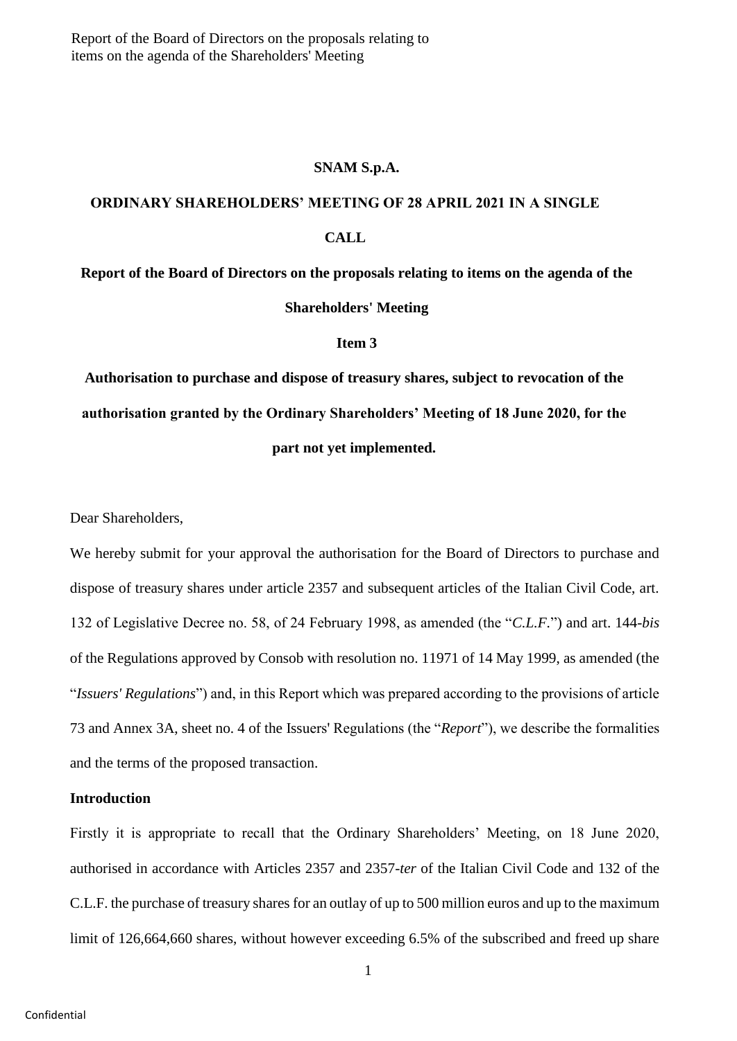**SNAM S.p.A.**

**ORDINARY SHAREHOLDERS' MEETING OF 28 APRIL 2021 IN A SINGLE CALL**

**Report of the Board of Directors on the proposals relating to items on the agenda of the Shareholders' Meeting**

**Item 3**

**Authorisation to purchase and dispose of treasury shares, subject to revocation of the authorisation granted by the Ordinary Shareholders' Meeting of 18 June 2020, for the part not yet implemented.**

Dear Shareholders,

We hereby submit for your approval the authorisation for the Board of Directors to purchase and dispose of treasury shares under article 2357 and subsequent articles of the Italian Civil Code, art. 132 of Legislative Decree no. 58, of 24 February 1998, as amended (the "*C.L.F.*") and art. 144-*bis* of the Regulations approved by Consob with resolution no. 11971 of 14 May 1999, as amended (the "*Issuers' Regulations*") and, in this Report which was prepared according to the provisions of article 73 and Annex 3A, sheet no. 4 of the Issuers' Regulations (the "*Report*"), we describe the formalities and the terms of the proposed transaction.

**Introduction**

Firstly it is appropriate to recall that the Ordinary Shareholders' Meeting, on 18 June 2020, authorised in accordance with Articles 2357 and 2357-*ter* of the Italian Civil Code and 132 of the C.L.F. the purchase of treasury shares for an outlay of up to 500 million euros and up to the maximum limit of 126,664,660 shares, without however exceeding 6.5% of the subscribed and freed up share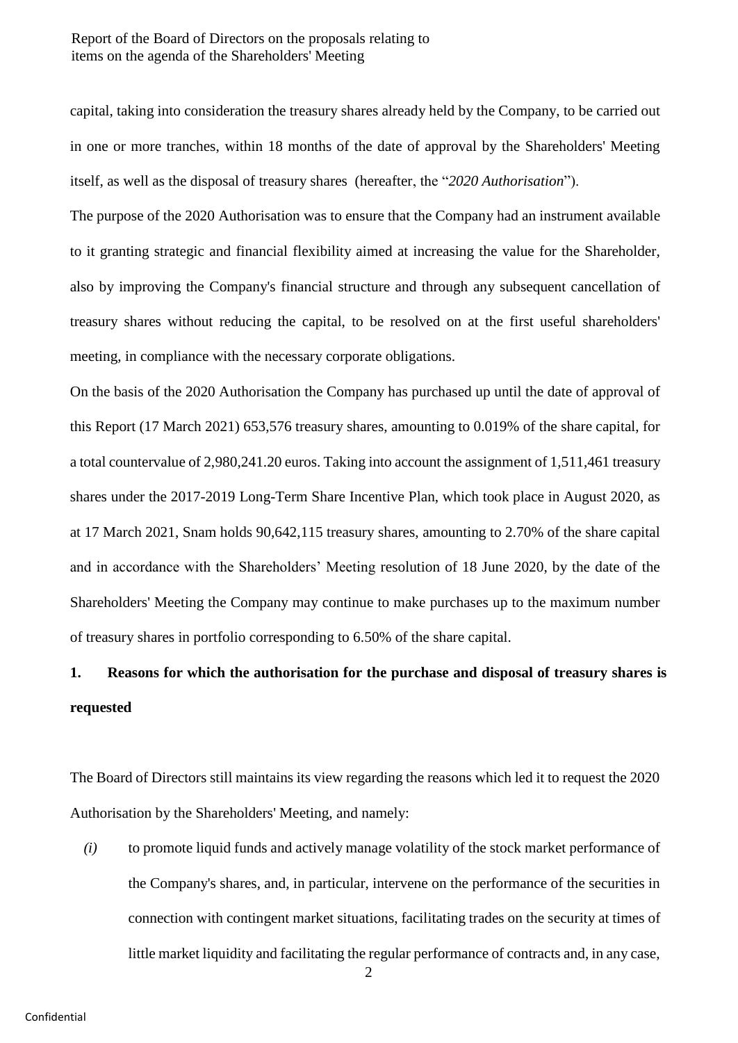capital, taking into consideration the treasury shares already held by the Company, to be carried out in one or more tranches, within 18 months of the date of approval by the Shareholders' Meeting itself, as well as the disposal of treasury shares (hereafter, the "*2020 Authorisation*").

The purpose of the 2020 Authorisation was to ensure that the Company had an instrument available to it granting strategic and financial flexibility aimed at increasing the value for the Shareholder, also by improving the Company's financial structure and through any subsequent cancellation of treasury shares without reducing the capital, to be resolved on at the first useful shareholders' meeting, in compliance with the necessary corporate obligations.

On the basis of the 2020 Authorisation the Company has purchased up until the date of approval of this Report (17 March 2021) 653,576 treasury shares, amounting to 0.019% of the share capital, for a total countervalue of 2,980,241.20 euros. Taking into account the assignment of 1,511,461 treasury shares under the 2017-2019 Long-Term Share Incentive Plan, which took place in August 2020, as at 17 March 2021, Snam holds 90,642,115 treasury shares, amounting to 2.70% of the share capital and in accordance with the Shareholders' Meeting resolution of 18 June 2020, by the date of the Shareholders' Meeting the Company may continue to make purchases up to the maximum number of treasury shares in portfolio corresponding to 6.50% of the share capital.

## 1. Reasons for which the authorisation for the purchase and disposal of treasury shares is requested

The Board of Directors still maintains its view regarding the reasons which led it to request the 2020 Authorisation by the Shareholders' Meeting, and namely:

*(i)* to promote liquid funds and actively manage volatility of the stock market performance of the Company's shares, and, in particular, intervene on the performance of the securities in connection with contingent market situations, facilitating trades on the security at times of little market liquidity and facilitating the regular performance of contracts and, in any case,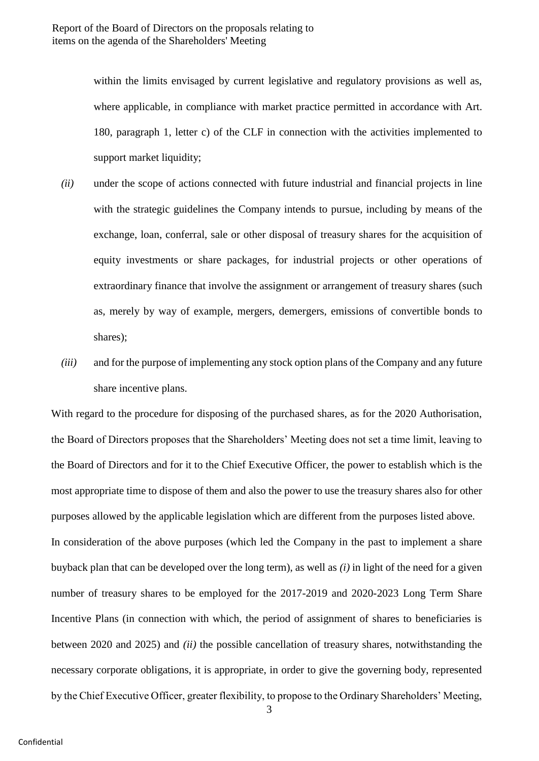within the limits envisaged by current legislative and regulatory provisions as well as, where applicable, in compliance with market practice permitted in accordance with Art. 180, paragraph 1, letter c) of the CLF in connection with the activities implemented to support market liquidity;

*(ii)* under the scope of actions connected with future industrial and financial projects in line with the strategic guidelines the Company intends to pursue, including by means of the exchange, loan, conferral, sale or other disposal of treasury shares for the acquisition of equity investments or share packages, for industrial projects or other operations of extraordinary finance that involve the assignment or arrangement of treasury shares (such as, merely by way of example, mergers, demergers, emissions of convertible bonds to shares);

*(iii)* and for the purpose of implementing any stock option plans of the Company and any future share incentive plans.

With regard to the procedure for disposing of the purchased shares, as for the 2020 Authorisation, the Board of Directors proposes that the Shareholders' Meeting does not set a time limit, leaving to the Board of Directors and for it to the Chief Executive Officer, the power to establish which is the most appropriate time to dispose of them and also the power to use the treasury shares also for other purposes allowed by the applicable legislation which are different from the purposes listed above.

In consideration of the above purposes (which led the Company in the past to implement a share buyback plan that can be developed over the long term), as well as *(i)* in light of the need for a given number of treasury shares to be employed for the 2017-2019 and 2020-2023 Long Term Share Incentive Plans (in connection with which, the period of assignment of shares to beneficiaries is between 2020 and 2025) and *(ii)* the possible cancellation of treasury shares, notwithstanding the necessary corporate obligations, it is appropriate, in order to give the governing body, represented by the Chief Executive Officer, greater flexibility, to propose to the Ordinary Shareholders' Meeting,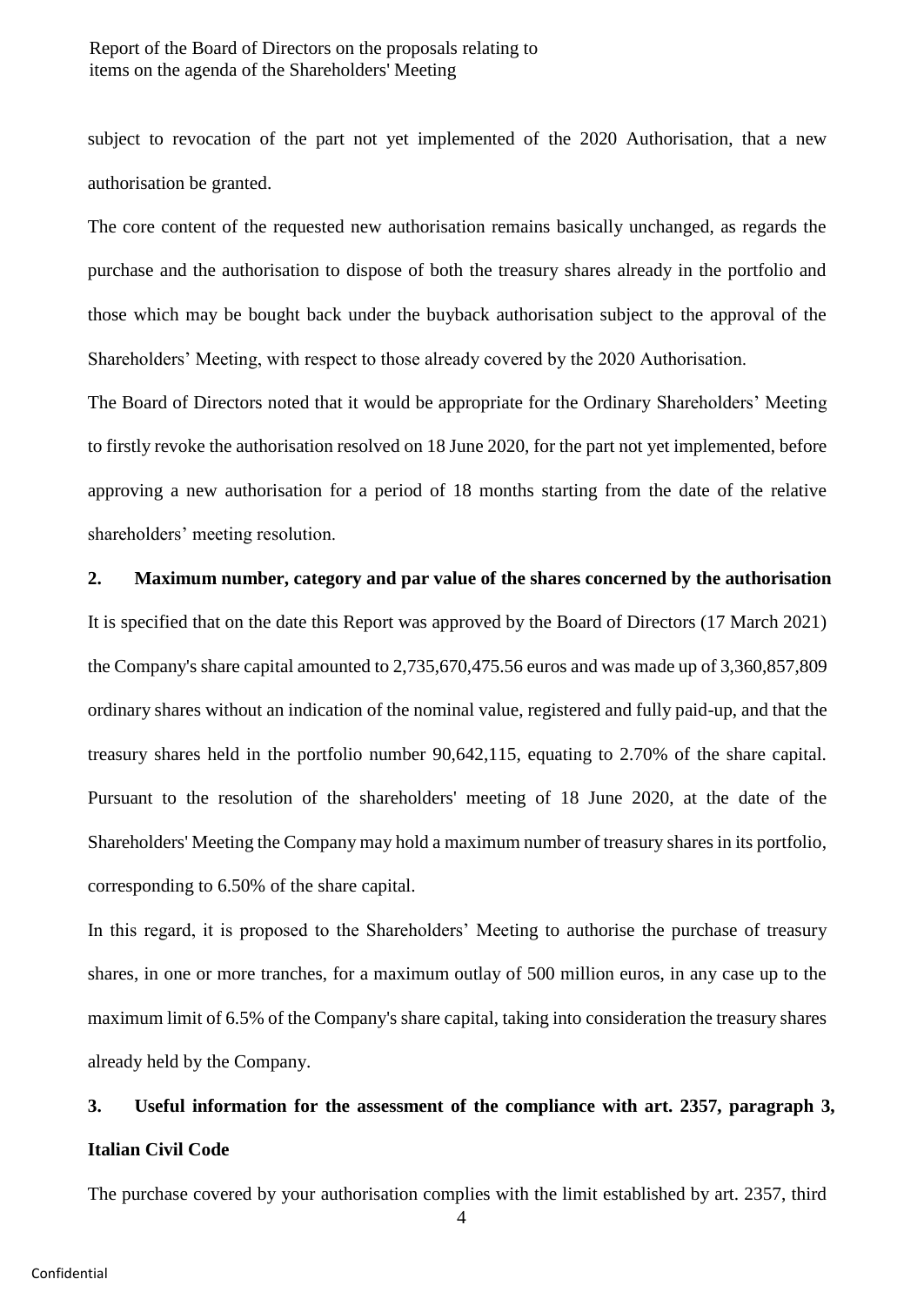subject to revocation of the part not yet implemented of the 2020 Authorisation, that a new authorisation be granted.

The core content of the requested new authorisation remains basically unchanged, as regards the purchase and the authorisation to dispose of both the treasury shares already in the portfolio and those which may be bought back under the buyback authorisation subject to the approval of the Shareholders' Meeting, with respect to those already covered by the 2020 Authorisation.

The Board of Directors noted that it would be appropriate for the Ordinary Shareholders' Meeting to firstly revoke the authorisation resolved on 18 June 2020, for the part not yet implemented, before approving a new authorisation for a period of 18 months starting from the date of the relative shareholders' meeting resolution.

**2. Maximum number, category and par value of the shares concerned by the authorisation**

It is specified that on the date this Report was approved by the Board of Directors (17 March 2021) the Company's share capital amounted to 2,735,670,475.56 euros and was made up of 3,360,857,809 ordinary shares without an indication of the nominal value, registered and fully paid-up, and that the treasury shares held in the portfolio number 90,642,115, equating to 2.70% of the share capital. Pursuant to the resolution of the shareholders' meeting of 18 June 2020, at the date of the Shareholders' Meeting the Company may hold a maximum number of treasury shares in its portfolio, corresponding to 6.50% of the share capital.

In this regard, it is proposed to the Shareholders' Meeting to authorise the purchase of treasury shares, in one or more tranches, for a maximum outlay of 500 million euros, in any case up to the maximum limit of 6.5% of the Company's share capital, taking into consideration the treasury shares already held by the Company.

**3. Useful information for the assessment of the compliance with art. 2357, paragraph 3, Italian Civil Code**

The purchase covered by your authorisation complies with the limit established by art. 2357, third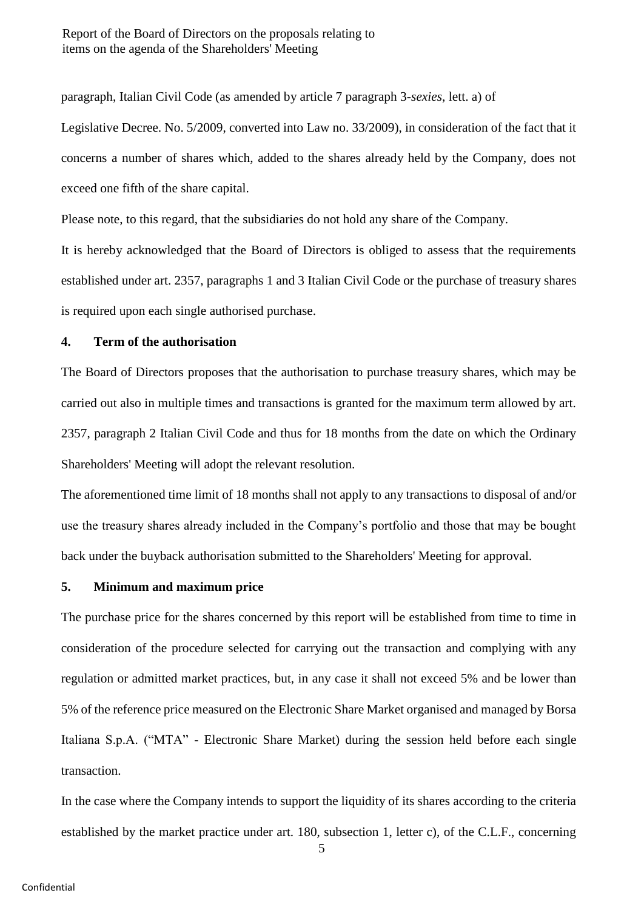paragraph, Italian Civil Code (as amended by article 7 paragraph 3-*sexies*, lett. a) of Legislative Decree. No. 5/2009, converted into Law no. 33/2009), in consideration of the fact that it concerns a number of shares which, added to the shares already held by the Company, does not exceed one fifth of the share capital.

Please note, to this regard, that the subsidiaries do not hold any share of the Company.

It is hereby acknowledged that the Board of Directors is obliged to assess that the requirements established under art. 2357, paragraphs 1 and 3 Italian Civil Code or the purchase of treasury shares is required upon each single authorised purchase.

## 4. Term of the authorisation

The Board of Directors proposes that the authorisation to purchase treasury shares, which may be carried out also in multiple times and transactions is granted for the maximum term allowed by art. 2357, paragraph 2 Italian Civil Code and thus for 18 months from the date on which the Ordinary Shareholders' Meeting will adopt the relevant resolution.

The aforementioned time limit of 18 months shall not apply to any transactions to disposal of and/or use the treasury shares already included in the Company's portfolio and those that may be bought back under the buyback authorisation submitted to the Shareholders' Meeting for approval.

## 5. Minimum and maximum price

The purchase price for the shares concerned by this report will be established from time to time in consideration of the procedure selected for carrying out the transaction and complying with any regulation or admitted market practices, but, in any case it shall not exceed 5% and be lower than 5% of the reference price measured on the Electronic Share Market organised and managed by Borsa Italiana S.p.A. ("MTA" - Electronic Share Market) during the session held before each single transaction.

In the case where the Company intends to support the liquidity of its shares according to the criteria established by the market practice under art. 180, subsection 1, letter c), of the C.L.F., concerning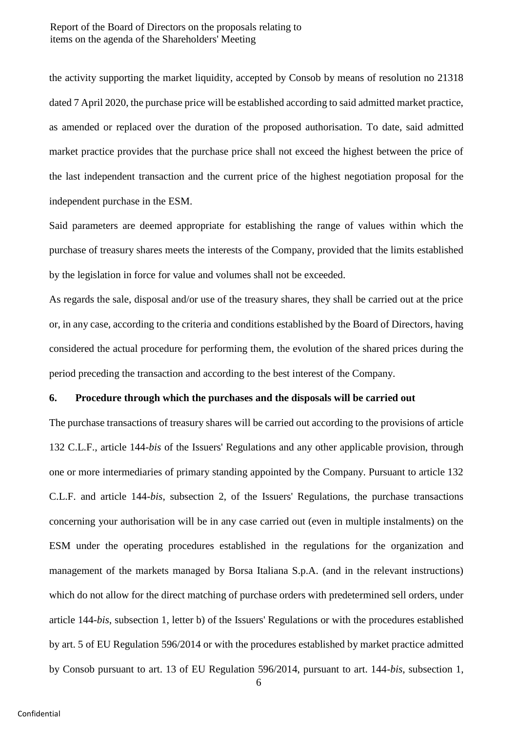the activity supporting the market liquidity, accepted by Consob by means of resolution no 21318 dated 7 April 2020, the purchase price will be established according to said admitted market practice, as amended or replaced over the duration of the proposed authorisation. To date, said admitted market practice provides that the purchase price shall not exceed the highest between the price of the last independent transaction and the current price of the highest negotiation proposal for the independent purchase in the ESM.

Said parameters are deemed appropriate for establishing the range of values within which the purchase of treasury shares meets the interests of the Company, provided that the limits established by the legislation in force for value and volumes shall not be exceeded.

As regards the sale, disposal and/or use of the treasury shares, they shall be carried out at the price or, in any case, according to the criteria and conditions established by the Board of Directors, having considered the actual procedure for performing them, the evolution of the shared prices during the period preceding the transaction and according to the best interest of the Company.

**6. Procedure through which the purchases and the disposals will be carried out**

The purchase transactions of treasury shares will be carried out according to the provisions of article 132 C.L.F., article 144-*bis* of the Issuers' Regulations and any other applicable provision, through one or more intermediaries of primary standing appointed by the Company. Pursuant to article 132 C.L.F. and article 144-*bis*, subsection 2, of the Issuers' Regulations, the purchase transactions concerning your authorisation will be in any case carried out (even in multiple instalments) on the ESM under the operating procedures established in the regulations for the organization and management of the markets managed by Borsa Italiana S.p.A. (and in the relevant instructions) which do not allow for the direct matching of purchase orders with predetermined sell orders, under article 144-*bis*, subsection 1, letter b) of the Issuers' Regulations or with the procedures established by art. 5 of EU Regulation 596/2014 or with the procedures established by market practice admitted by Consob pursuant to art. 13 of EU Regulation 596/2014, pursuant to art. 144-*bis*, subsection 1,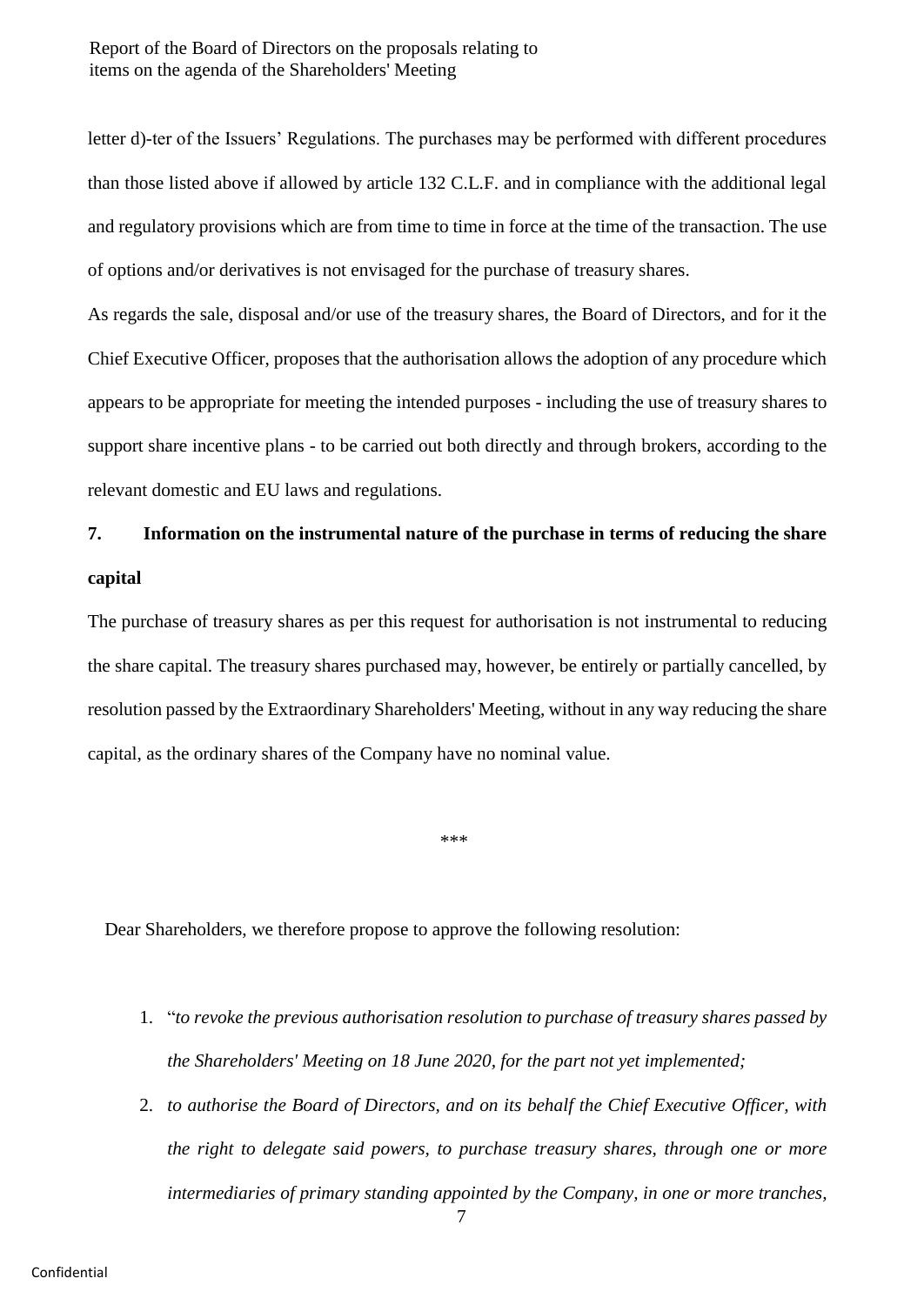letter d)-ter of the Issuers' Regulations. The purchases may be performed with different procedures than those listed above if allowed by article 132 C.L.F. and in compliance with the additional legal and regulatory provisions which are from time to time in force at the time of the transaction. The use of options and/or derivatives is not envisaged for the purchase of treasury shares.

As regards the sale, disposal and/or use of the treasury shares, the Board of Directors, and for it the Chief Executive Officer, proposes that the authorisation allows the adoption of any procedure which appears to be appropriate for meeting the intended purposes - including the use of treasury shares to support share incentive plans - to be carried out both directly and through brokers, according to the relevant domestic and EU laws and regulations.

## 7. Information on the instrumental nature of the purchase in terms of reducing the share capital

The purchase of treasury shares as per this request for authorisation is not instrumental to reducing the share capital. The treasury shares purchased may, however, be entirely or partially cancelled, by resolution passed by the Extraordinary Shareholders' Meeting, without in any way reducing the share capital, as the ordinary shares of the Company have no nominal value.

***

Dear Shareholders, we therefore propose to approve the following resolution:

1. "*to revoke the previous authorisation resolution to purchase of treasury shares passed by the Shareholders' Meeting on 18 June 2020, for the part not yet implemented;*
2. *to authorise the Board of Directors, and on its behalf the Chief Executive Officer, with the right to delegate said powers, to purchase treasury shares, through one or more intermediaries of primary standing appointed by the Company, in one or more tranches,*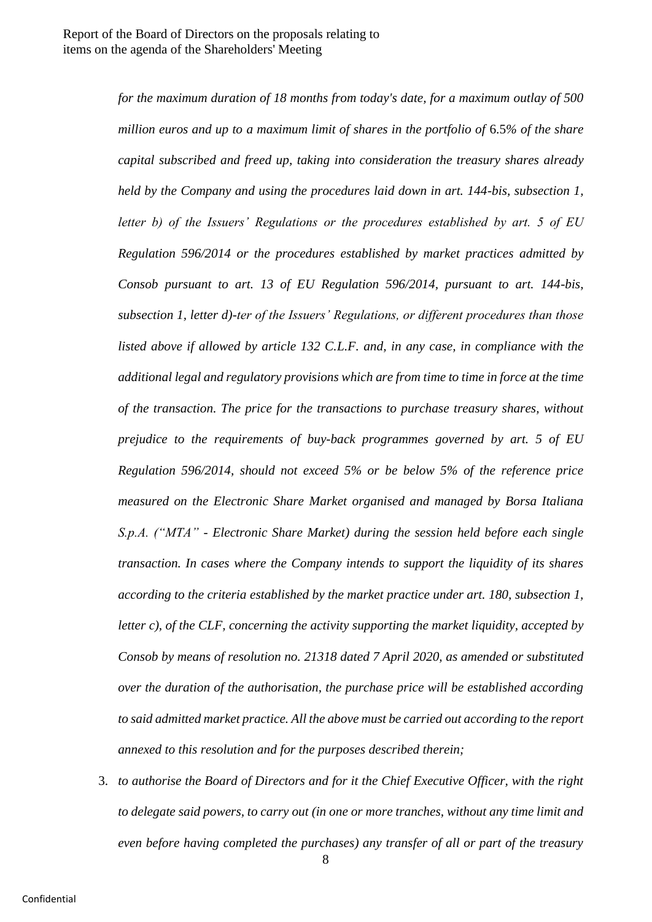*for the maximum duration of 18 months from today's date, for a maximum outlay of 500 million euros and up to a maximum limit of shares in the portfolio of 6.5% of the share capital subscribed and freed up, taking into consideration the treasury shares already held by the Company and using the procedures laid down in art. 144-bis, subsection 1, letter b) of the Issuers' Regulations or the procedures established by art. 5 of EU Regulation 596/2014 or the procedures established by market practices admitted by Consob pursuant to art. 13 of EU Regulation 596/2014, pursuant to art. 144-bis, subsection 1, letter d)-ter of the Issuers' Regulations, or different procedures than those listed above if allowed by article 132 C.L.F. and, in any case, in compliance with the additional legal and regulatory provisions which are from time to time in force at the time of the transaction. The price for the transactions to purchase treasury shares, without prejudice to the requirements of buy-back programmes governed by art. 5 of EU Regulation 596/2014, should not exceed 5% or be below 5% of the reference price measured on the Electronic Share Market organised and managed by Borsa Italiana S.p.A. ("MTA" - Electronic Share Market) during the session held before each single transaction. In cases where the Company intends to support the liquidity of its shares according to the criteria established by the market practice under art. 180, subsection 1, letter c), of the CLF, concerning the activity supporting the market liquidity, accepted by Consob by means of resolution no. 21318 dated 7 April 2020, as amended or substituted over the duration of the authorisation, the purchase price will be established according to said admitted market practice. All the above must be carried out according to the report annexed to this resolution and for the purposes described therein;*

3. *to authorise the Board of Directors and for it the Chief Executive Officer, with the right to delegate said powers, to carry out (in one or more tranches, without any time limit and even before having completed the purchases) any transfer of all or part of the treasury*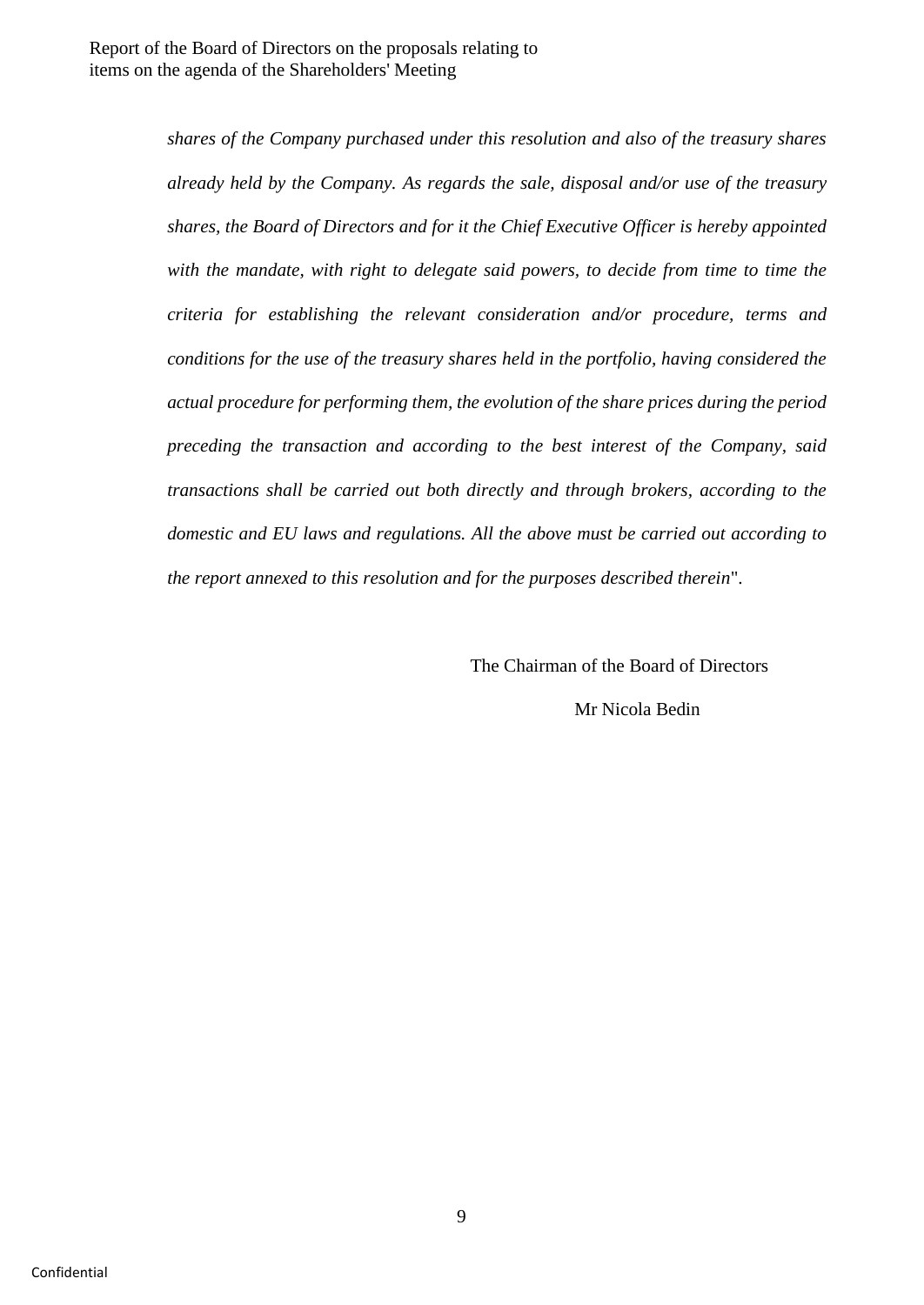*shares of the Company purchased under this resolution and also of the treasury shares already held by the Company. As regards the sale, disposal and/or use of the treasury shares, the Board of Directors and for it the Chief Executive Officer is hereby appointed with the mandate, with right to delegate said powers, to decide from time to time the criteria for establishing the relevant consideration and/or procedure, terms and conditions for the use of the treasury shares held in the portfolio, having considered the actual procedure for performing them, the evolution of the share prices during the period preceding the transaction and according to the best interest of the Company, said transactions shall be carried out both directly and through brokers, according to the domestic and EU laws and regulations. All the above must be carried out according to the report annexed to this resolution and for the purposes described therein*".

The Chairman of the Board of Directors

Mr Nicola Bedin